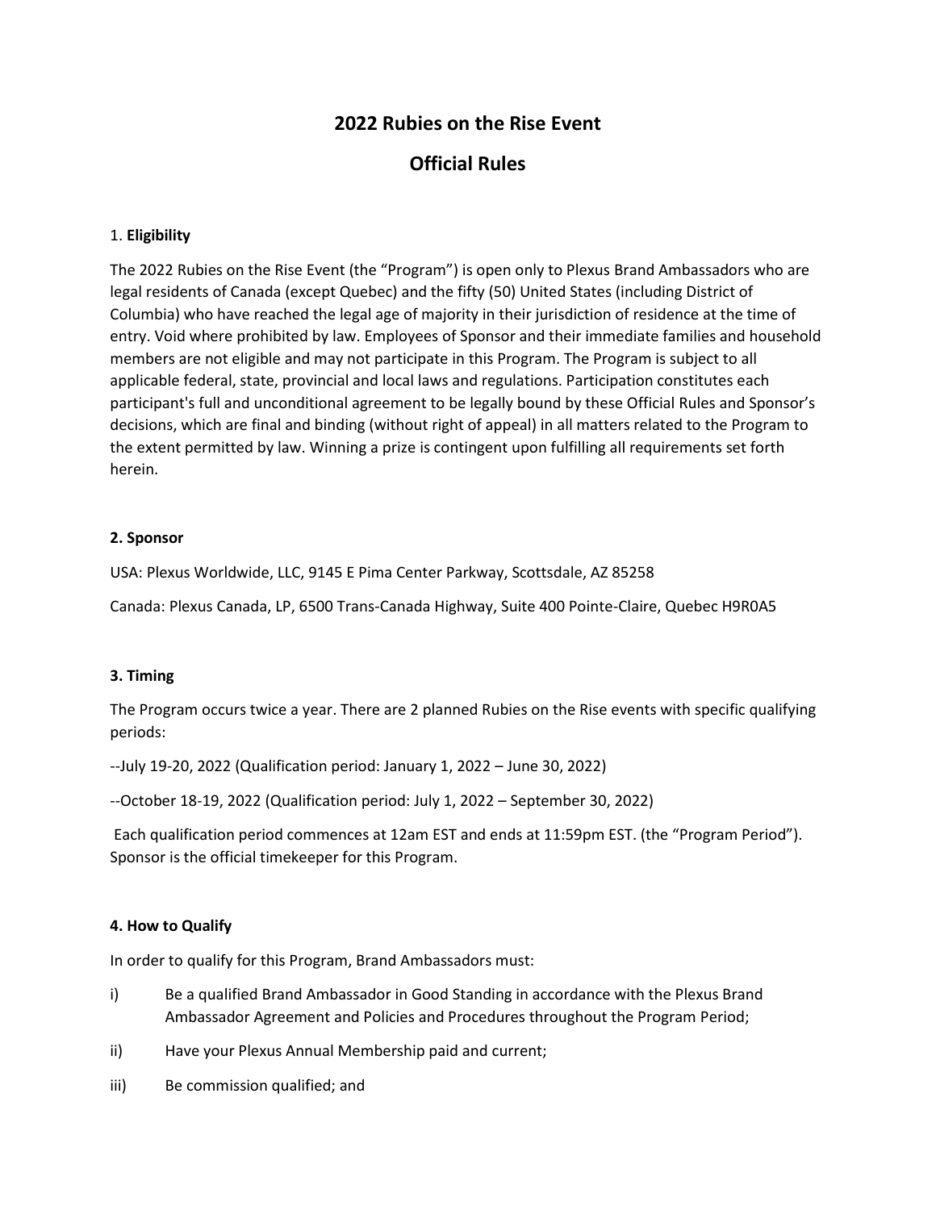# 2022 Rubies on the Rise Event

# Official Rules

1. **Eligibility**

The 2022 Rubies on the Rise Event (the "Program") is open only to Plexus Brand Ambassadors who are legal residents of Canada (except Quebec) and the fifty (50) United States (including District of Columbia) who have reached the legal age of majority in their jurisdiction of residence at the time of entry. Void where prohibited by law. Employees of Sponsor and their immediate families and household members are not eligible and may not participate in this Program. The Program is subject to all applicable federal, state, provincial and local laws and regulations. Participation constitutes each participant's full and unconditional agreement to be legally bound by these Official Rules and Sponsor's decisions, which are final and binding (without right of appeal) in all matters related to the Program to the extent permitted by law. Winning a prize is contingent upon fulfilling all requirements set forth herein.

**2. Sponsor**

USA: Plexus Worldwide, LLC, 9145 E Pima Center Parkway, Scottsdale, AZ 85258

Canada: Plexus Canada, LP, 6500 Trans-Canada Highway, Suite 400 Pointe-Claire, Quebec H9R0A5

**3. Timing**

The Program occurs twice a year. There are 2 planned Rubies on the Rise events with specific qualifying periods:

--July 19-20, 2022 (Qualification period: January 1, 2022 – June 30, 2022)

--October 18-19, 2022 (Qualification period: July 1, 2022 – September 30, 2022)

Each qualification period commences at 12am EST and ends at 11:59pm EST. (the "Program Period"). Sponsor is the official timekeeper for this Program.

**4. How to Qualify**

In order to qualify for this Program, Brand Ambassadors must:

i) Be a qualified Brand Ambassador in Good Standing in accordance with the Plexus Brand Ambassador Agreement and Policies and Procedures throughout the Program Period;

ii) Have your Plexus Annual Membership paid and current;

iii) Be commission qualified; and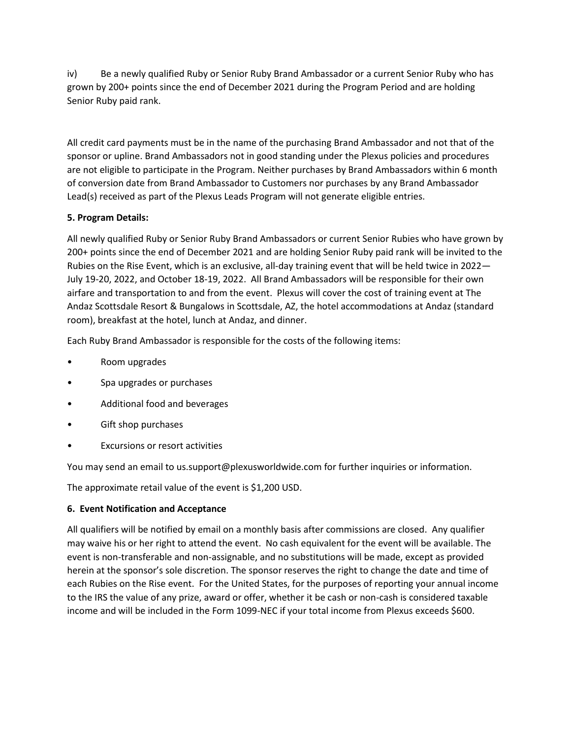iv) Be a newly qualified Ruby or Senior Ruby Brand Ambassador or a current Senior Ruby who has grown by 200+ points since the end of December 2021 during the Program Period and are holding Senior Ruby paid rank.

All credit card payments must be in the name of the purchasing Brand Ambassador and not that of the sponsor or upline. Brand Ambassadors not in good standing under the Plexus policies and procedures are not eligible to participate in the Program. Neither purchases by Brand Ambassadors within 6 month of conversion date from Brand Ambassador to Customers nor purchases by any Brand Ambassador Lead(s) received as part of the Plexus Leads Program will not generate eligible entries.

**5. Program Details:**

All newly qualified Ruby or Senior Ruby Brand Ambassadors or current Senior Rubies who have grown by 200+ points since the end of December 2021 and are holding Senior Ruby paid rank will be invited to the Rubies on the Rise Event, which is an exclusive, all-day training event that will be held twice in 2022—July 19-20, 2022, and October 18-19, 2022. All Brand Ambassadors will be responsible for their own airfare and transportation to and from the event. Plexus will cover the cost of training event at The Andaz Scottsdale Resort & Bungalows in Scottsdale, AZ, the hotel accommodations at Andaz (standard room), breakfast at the hotel, lunch at Andaz, and dinner.

Each Ruby Brand Ambassador is responsible for the costs of the following items:

- Room upgrades
- Spa upgrades or purchases
- Additional food and beverages
- Gift shop purchases
- Excursions or resort activities

You may send an email to us.support@plexusworldwide.com for further inquiries or information.

The approximate retail value of the event is $1,200 USD.

**6. Event Notification and Acceptance**

All qualifiers will be notified by email on a monthly basis after commissions are closed. Any qualifier may waive his or her right to attend the event. No cash equivalent for the event will be available. The event is non-transferable and non-assignable, and no substitutions will be made, except as provided herein at the sponsor's sole discretion. The sponsor reserves the right to change the date and time of each Rubies on the Rise event. For the United States, for the purposes of reporting your annual income to the IRS the value of any prize, award or offer, whether it be cash or non-cash is considered taxable income and will be included in the Form 1099-NEC if your total income from Plexus exceeds $600.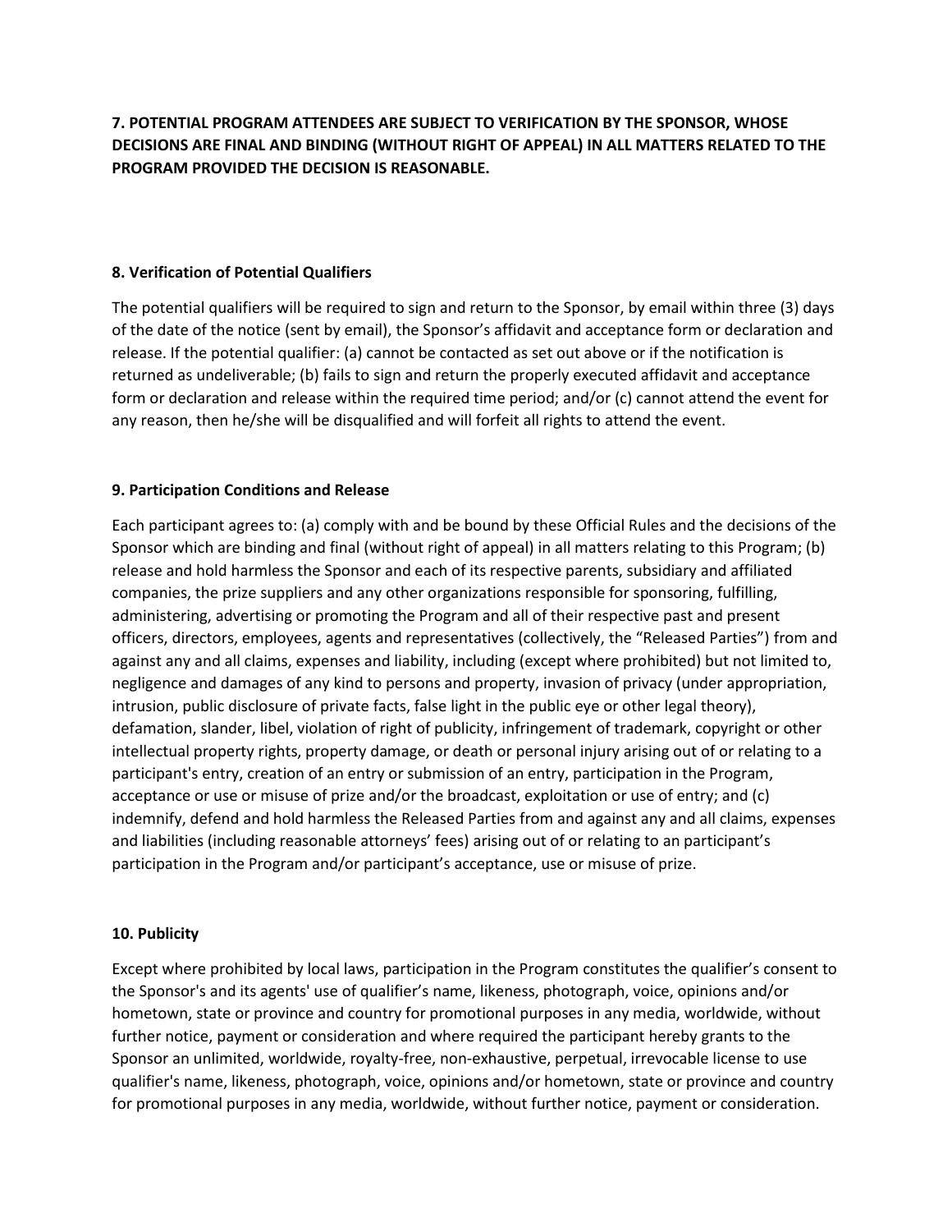**7. POTENTIAL PROGRAM ATTENDEES ARE SUBJECT TO VERIFICATION BY THE SPONSOR, WHOSE DECISIONS ARE FINAL AND BINDING (WITHOUT RIGHT OF APPEAL) IN ALL MATTERS RELATED TO THE PROGRAM PROVIDED THE DECISION IS REASONABLE.**

**8. Verification of Potential Qualifiers**

The potential qualifiers will be required to sign and return to the Sponsor, by email within three (3) days of the date of the notice (sent by email), the Sponsor's affidavit and acceptance form or declaration and release. If the potential qualifier: (a) cannot be contacted as set out above or if the notification is returned as undeliverable; (b) fails to sign and return the properly executed affidavit and acceptance form or declaration and release within the required time period; and/or (c) cannot attend the event for any reason, then he/she will be disqualified and will forfeit all rights to attend the event.

**9. Participation Conditions and Release**

Each participant agrees to: (a) comply with and be bound by these Official Rules and the decisions of the Sponsor which are binding and final (without right of appeal) in all matters relating to this Program; (b) release and hold harmless the Sponsor and each of its respective parents, subsidiary and affiliated companies, the prize suppliers and any other organizations responsible for sponsoring, fulfilling, administering, advertising or promoting the Program and all of their respective past and present officers, directors, employees, agents and representatives (collectively, the "Released Parties") from and against any and all claims, expenses and liability, including (except where prohibited) but not limited to, negligence and damages of any kind to persons and property, invasion of privacy (under appropriation, intrusion, public disclosure of private facts, false light in the public eye or other legal theory), defamation, slander, libel, violation of right of publicity, infringement of trademark, copyright or other intellectual property rights, property damage, or death or personal injury arising out of or relating to a participant's entry, creation of an entry or submission of an entry, participation in the Program, acceptance or use or misuse of prize and/or the broadcast, exploitation or use of entry; and (c) indemnify, defend and hold harmless the Released Parties from and against any and all claims, expenses and liabilities (including reasonable attorneys' fees) arising out of or relating to an participant's participation in the Program and/or participant's acceptance, use or misuse of prize.

**10. Publicity**

Except where prohibited by local laws, participation in the Program constitutes the qualifier's consent to the Sponsor's and its agents' use of qualifier's name, likeness, photograph, voice, opinions and/or hometown, state or province and country for promotional purposes in any media, worldwide, without further notice, payment or consideration and where required the participant hereby grants to the Sponsor an unlimited, worldwide, royalty-free, non-exhaustive, perpetual, irrevocable license to use qualifier's name, likeness, photograph, voice, opinions and/or hometown, state or province and country for promotional purposes in any media, worldwide, without further notice, payment or consideration.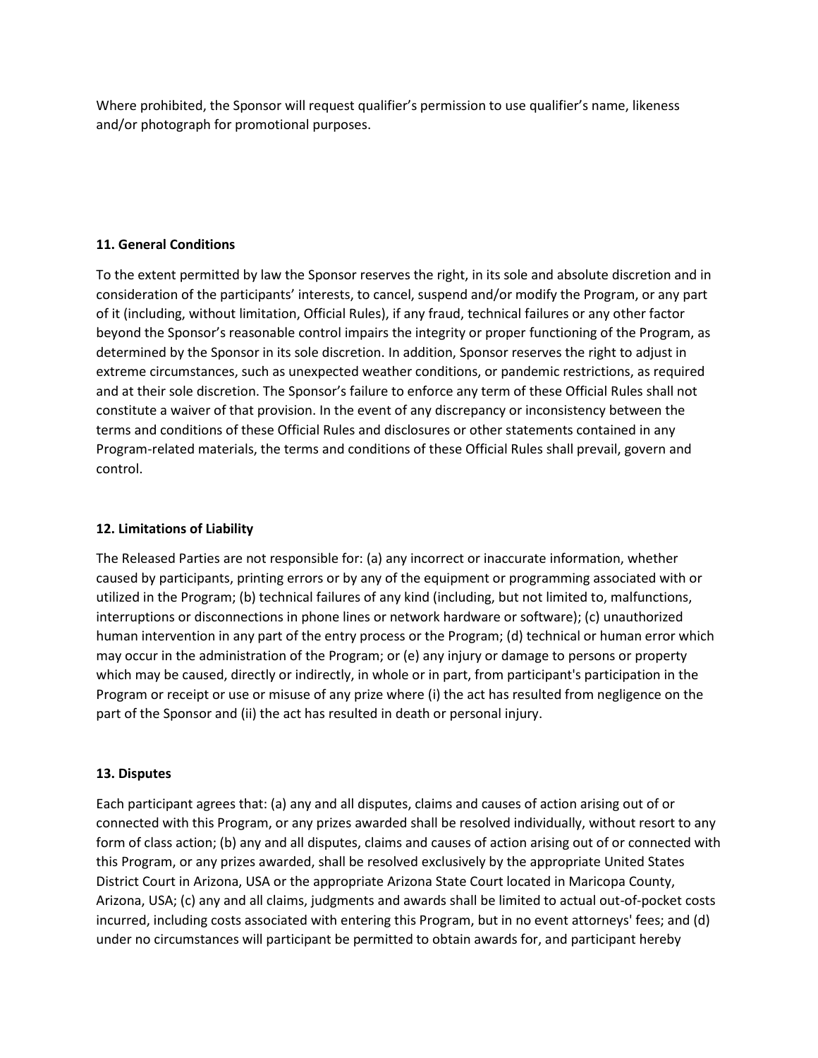Where prohibited, the Sponsor will request qualifier's permission to use qualifier's name, likeness and/or photograph for promotional purposes.

**11. General Conditions**

To the extent permitted by law the Sponsor reserves the right, in its sole and absolute discretion and in consideration of the participants' interests, to cancel, suspend and/or modify the Program, or any part of it (including, without limitation, Official Rules), if any fraud, technical failures or any other factor beyond the Sponsor's reasonable control impairs the integrity or proper functioning of the Program, as determined by the Sponsor in its sole discretion. In addition, Sponsor reserves the right to adjust in extreme circumstances, such as unexpected weather conditions, or pandemic restrictions, as required and at their sole discretion. The Sponsor's failure to enforce any term of these Official Rules shall not constitute a waiver of that provision. In the event of any discrepancy or inconsistency between the terms and conditions of these Official Rules and disclosures or other statements contained in any Program-related materials, the terms and conditions of these Official Rules shall prevail, govern and control.

**12. Limitations of Liability**

The Released Parties are not responsible for: (a) any incorrect or inaccurate information, whether caused by participants, printing errors or by any of the equipment or programming associated with or utilized in the Program; (b) technical failures of any kind (including, but not limited to, malfunctions, interruptions or disconnections in phone lines or network hardware or software); (c) unauthorized human intervention in any part of the entry process or the Program; (d) technical or human error which may occur in the administration of the Program; or (e) any injury or damage to persons or property which may be caused, directly or indirectly, in whole or in part, from participant's participation in the Program or receipt or use or misuse of any prize where (i) the act has resulted from negligence on the part of the Sponsor and (ii) the act has resulted in death or personal injury.

**13. Disputes**

Each participant agrees that: (a) any and all disputes, claims and causes of action arising out of or connected with this Program, or any prizes awarded shall be resolved individually, without resort to any form of class action; (b) any and all disputes, claims and causes of action arising out of or connected with this Program, or any prizes awarded, shall be resolved exclusively by the appropriate United States District Court in Arizona, USA or the appropriate Arizona State Court located in Maricopa County, Arizona, USA; (c) any and all claims, judgments and awards shall be limited to actual out-of-pocket costs incurred, including costs associated with entering this Program, but in no event attorneys' fees; and (d) under no circumstances will participant be permitted to obtain awards for, and participant hereby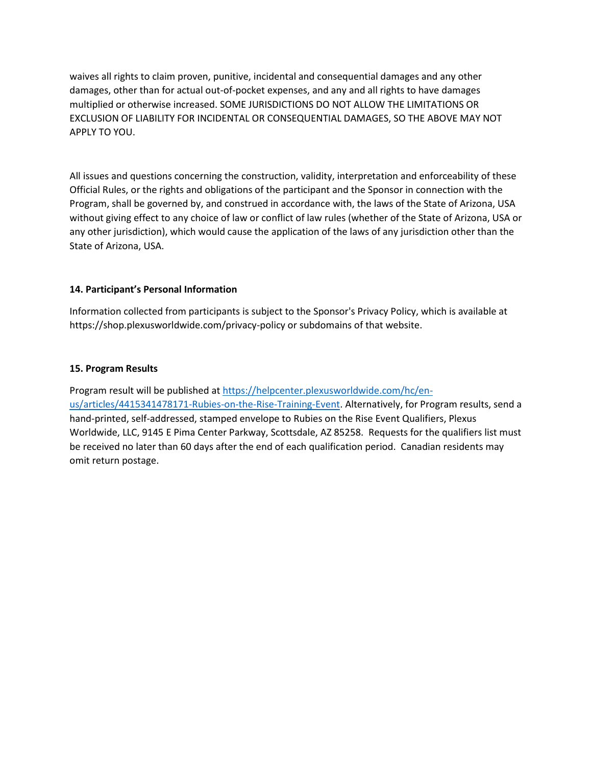waives all rights to claim proven, punitive, incidental and consequential damages and any other damages, other than for actual out-of-pocket expenses, and any and all rights to have damages multiplied or otherwise increased. SOME JURISDICTIONS DO NOT ALLOW THE LIMITATIONS OR EXCLUSION OF LIABILITY FOR INCIDENTAL OR CONSEQUENTIAL DAMAGES, SO THE ABOVE MAY NOT APPLY TO YOU.

All issues and questions concerning the construction, validity, interpretation and enforceability of these Official Rules, or the rights and obligations of the participant and the Sponsor in connection with the Program, shall be governed by, and construed in accordance with, the laws of the State of Arizona, USA without giving effect to any choice of law or conflict of law rules (whether of the State of Arizona, USA or any other jurisdiction), which would cause the application of the laws of any jurisdiction other than the State of Arizona, USA.

**14. Participant's Personal Information**

Information collected from participants is subject to the Sponsor's Privacy Policy, which is available at https://shop.plexusworldwide.com/privacy-policy or subdomains of that website.

**15. Program Results**

Program result will be published at [https://helpcenter.plexusworldwide.com/hc/en-us/articles/4415341478171-Rubies-on-the-Rise-Training-Event](https://helpcenter.plexusworldwide.com/hc/en-us/articles/4415341478171-Rubies-on-the-Rise-Training-Event). Alternatively, for Program results, send a hand-printed, self-addressed, stamped envelope to Rubies on the Rise Event Qualifiers, Plexus Worldwide, LLC, 9145 E Pima Center Parkway, Scottsdale, AZ 85258. Requests for the qualifiers list must be received no later than 60 days after the end of each qualification period. Canadian residents may omit return postage.